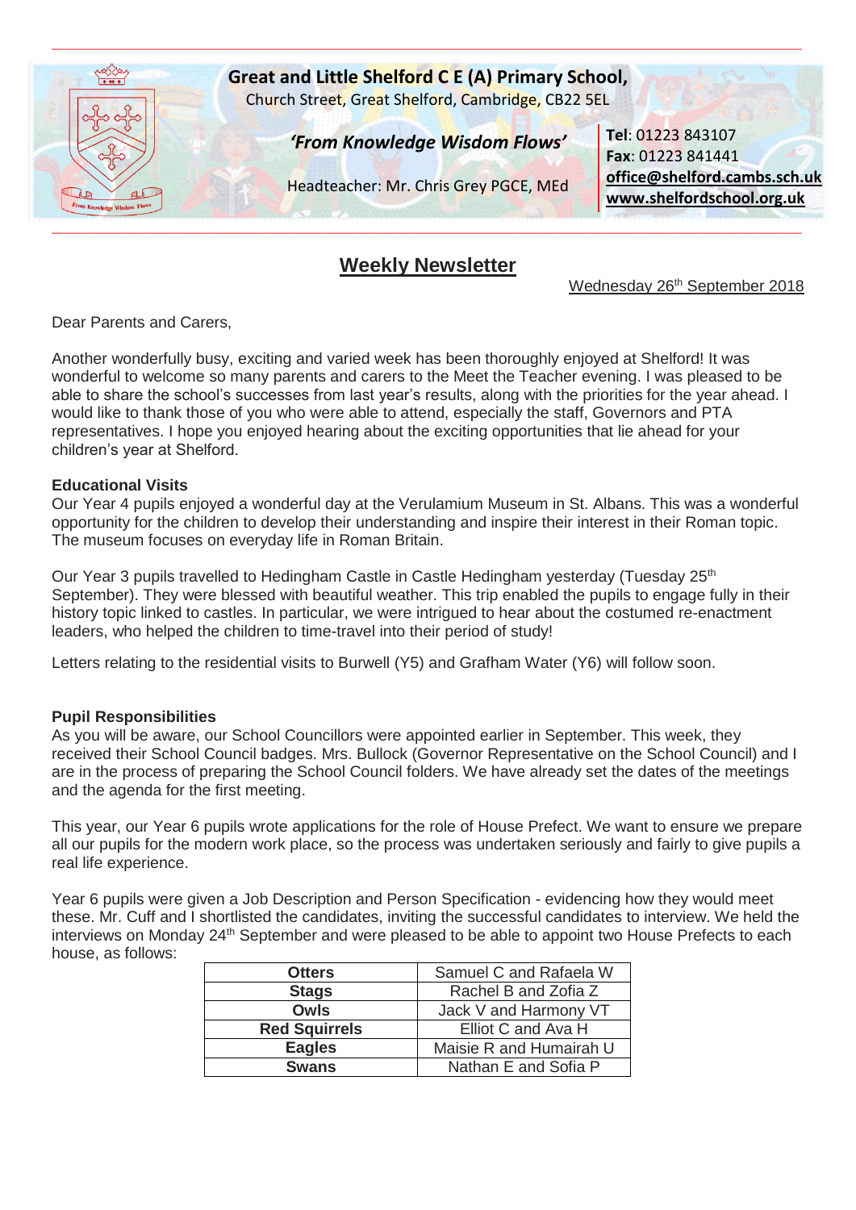**Great and Little Shelford C E (A) Primary School,**
Church Street, Great Shelford, Cambridge, CB22 5EL

***'From Knowledge Wisdom Flows'***

Headteacher: Mr. Chris Grey PGCE, MEd

**Tel**: 01223 843107
**Fax**: 01223 841441
**office@shelford.cambs.sch.uk**
**www.shelfordschool.org.uk**

# Weekly Newsletter

Wednesday 26th September 2018

Dear Parents and Carers,

Another wonderfully busy, exciting and varied week has been thoroughly enjoyed at Shelford! It was wonderful to welcome so many parents and carers to the Meet the Teacher evening. I was pleased to be able to share the school's successes from last year's results, along with the priorities for the year ahead. I would like to thank those of you who were able to attend, especially the staff, Governors and PTA representatives. I hope you enjoyed hearing about the exciting opportunities that lie ahead for your children's year at Shelford.

**Educational Visits**

Our Year 4 pupils enjoyed a wonderful day at the Verulamium Museum in St. Albans. This was a wonderful opportunity for the children to develop their understanding and inspire their interest in their Roman topic. The museum focuses on everyday life in Roman Britain.

Our Year 3 pupils travelled to Hedingham Castle in Castle Hedingham yesterday (Tuesday 25th September). They were blessed with beautiful weather. This trip enabled the pupils to engage fully in their history topic linked to castles. In particular, we were intrigued to hear about the costumed re-enactment leaders, who helped the children to time-travel into their period of study!

Letters relating to the residential visits to Burwell (Y5) and Grafham Water (Y6) will follow soon.

**Pupil Responsibilities**

As you will be aware, our School Councillors were appointed earlier in September. This week, they received their School Council badges. Mrs. Bullock (Governor Representative on the School Council) and I are in the process of preparing the School Council folders. We have already set the dates of the meetings and the agenda for the first meeting.

This year, our Year 6 pupils wrote applications for the role of House Prefect. We want to ensure we prepare all our pupils for the modern work place, so the process was undertaken seriously and fairly to give pupils a real life experience.

Year 6 pupils were given a Job Description and Person Specification - evidencing how they would meet these. Mr. Cuff and I shortlisted the candidates, inviting the successful candidates to interview. We held the interviews on Monday 24th September and were pleased to be able to appoint two House Prefects to each house, as follows:

| **Otters** | Samuel C and Rafaela W |
|---|---|
| **Stags** | Rachel B and Zofia Z |
| **Owls** | Jack V and Harmony VT |
| **Red Squirrels** | Elliot C and Ava H |
| **Eagles** | Maisie R and Humairah U |
| **Swans** | Nathan E and Sofia P |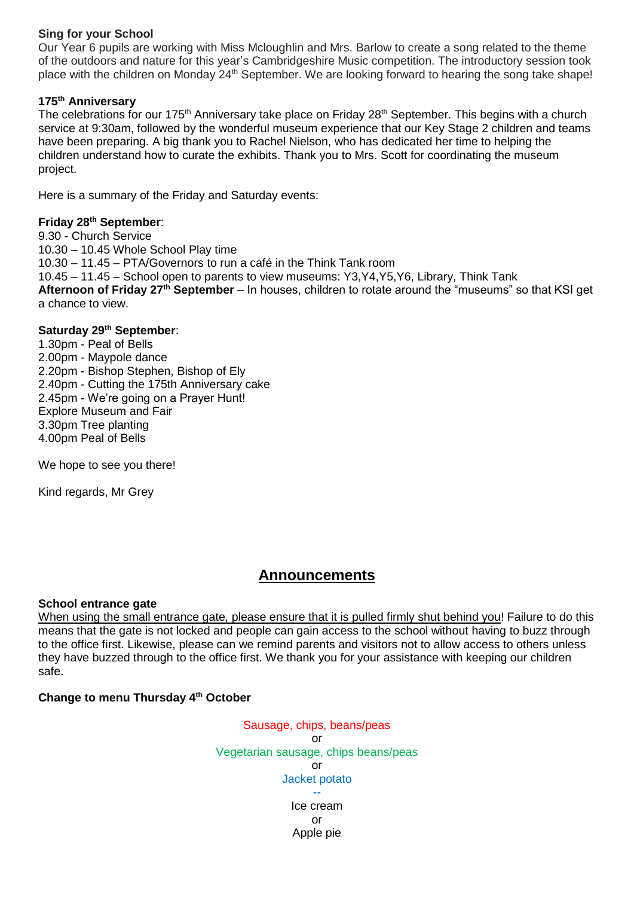**Sing for your School**

Our Year 6 pupils are working with Miss Mcloughlin and Mrs. Barlow to create a song related to the theme of the outdoors and nature for this year's Cambridgeshire Music competition. The introductory session took place with the children on Monday 24th September. We are looking forward to hearing the song take shape!

**175th Anniversary**

The celebrations for our 175th Anniversary take place on Friday 28th September. This begins with a church service at 9:30am, followed by the wonderful museum experience that our Key Stage 2 children and teams have been preparing. A big thank you to Rachel Nielson, who has dedicated her time to helping the children understand how to curate the exhibits. Thank you to Mrs. Scott for coordinating the museum project.

Here is a summary of the Friday and Saturday events:

**Friday 28th September**:
9.30 - Church Service
10.30 – 10.45 Whole School Play time
10.30 – 11.45 – PTA/Governors to run a café in the Think Tank room
10.45 – 11.45 – School open to parents to view museums: Y3,Y4,Y5,Y6, Library, Think Tank
**Afternoon of Friday 27th September** – In houses, children to rotate around the "museums" so that KSI get a chance to view.

**Saturday 29th September**:
1.30pm - Peal of Bells
2.00pm - Maypole dance
2.20pm - Bishop Stephen, Bishop of Ely
2.40pm - Cutting the 175th Anniversary cake
2.45pm - We're going on a Prayer Hunt!
Explore Museum and Fair
3.30pm Tree planting
4.00pm Peal of Bells

We hope to see you there!

Kind regards, Mr Grey

## Announcements

**School entrance gate**

When using the small entrance gate, please ensure that it is pulled firmly shut behind you! Failure to do this means that the gate is not locked and people can gain access to the school without having to buzz through to the office first. Likewise, please can we remind parents and visitors not to allow access to others unless they have buzzed through to the office first. We thank you for your assistance with keeping our children safe.

**Change to menu Thursday 4th October**

Sausage, chips, beans/peas
or
Vegetarian sausage, chips beans/peas
or
Jacket potato
--
Ice cream
or
Apple pie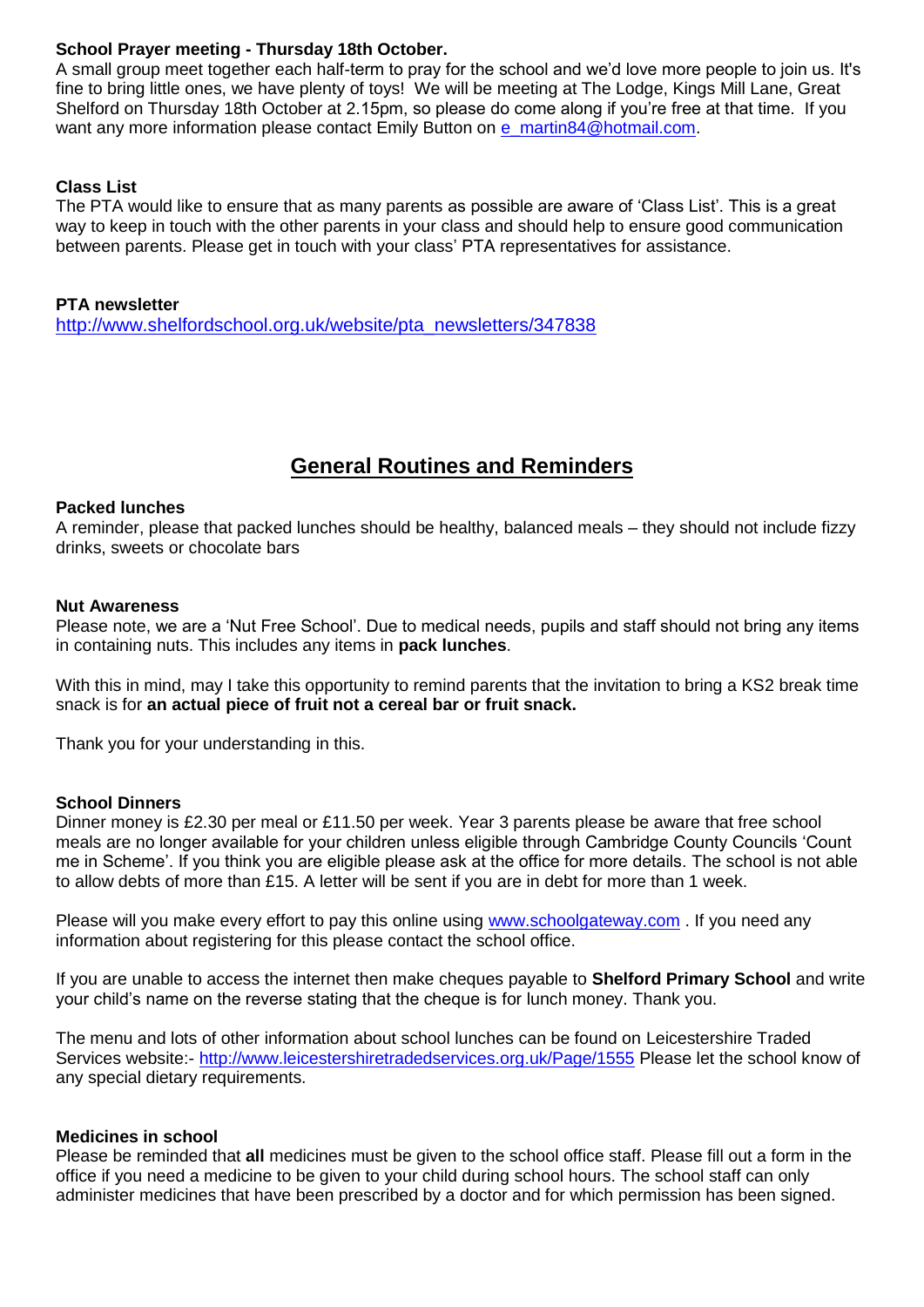**School Prayer meeting - Thursday 18th October.**

A small group meet together each half-term to pray for the school and we'd love more people to join us. It's fine to bring little ones, we have plenty of toys! We will be meeting at The Lodge, Kings Mill Lane, Great Shelford on Thursday 18th October at 2.15pm, so please do come along if you're free at that time. If you want any more information please contact Emily Button on e_martin84@hotmail.com.

**Class List**

The PTA would like to ensure that as many parents as possible are aware of 'Class List'. This is a great way to keep in touch with the other parents in your class and should help to ensure good communication between parents. Please get in touch with your class' PTA representatives for assistance.

**PTA newsletter**

http://www.shelfordschool.org.uk/website/pta_newsletters/347838

## General Routines and Reminders

**Packed lunches**

A reminder, please that packed lunches should be healthy, balanced meals – they should not include fizzy drinks, sweets or chocolate bars

**Nut Awareness**

Please note, we are a 'Nut Free School'. Due to medical needs, pupils and staff should not bring any items in containing nuts. This includes any items in **pack lunches**.

With this in mind, may I take this opportunity to remind parents that the invitation to bring a KS2 break time snack is for **an actual piece of fruit not a cereal bar or fruit snack.**

Thank you for your understanding in this.

**School Dinners**

Dinner money is £2.30 per meal or £11.50 per week. Year 3 parents please be aware that free school meals are no longer available for your children unless eligible through Cambridge County Councils 'Count me in Scheme'. If you think you are eligible please ask at the office for more details. The school is not able to allow debts of more than £15. A letter will be sent if you are in debt for more than 1 week.

Please will you make every effort to pay this online using www.schoolgateway.com . If you need any information about registering for this please contact the school office.

If you are unable to access the internet then make cheques payable to **Shelford Primary School** and write your child's name on the reverse stating that the cheque is for lunch money. Thank you.

The menu and lots of other information about school lunches can be found on Leicestershire Traded Services website:- http://www.leicestershiretradedservices.org.uk/Page/1555 Please let the school know of any special dietary requirements.

**Medicines in school**

Please be reminded that **all** medicines must be given to the school office staff. Please fill out a form in the office if you need a medicine to be given to your child during school hours. The school staff can only administer medicines that have been prescribed by a doctor and for which permission has been signed.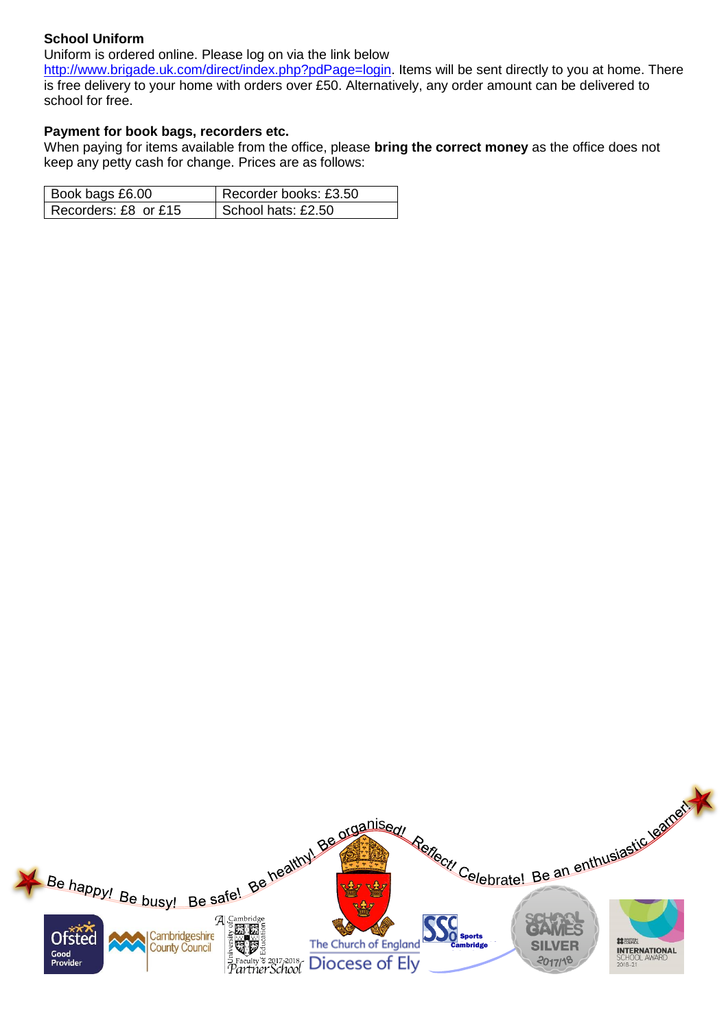**School Uniform**

Uniform is ordered online. Please log on via the link below http://www.brigade.uk.com/direct/index.php?pdPage=login. Items will be sent directly to you at home. There is free delivery to your home with orders over £50. Alternatively, any order amount can be delivered to school for free.

**Payment for book bags, recorders etc.**

When paying for items available from the office, please **bring the correct money** as the office does not keep any petty cash for change. Prices are as follows:

| | |
|---|---|
| Book bags £6.00 | Recorder books: £3.50 |
| Recorders: £8 or £15 | School hats: £2.50 |